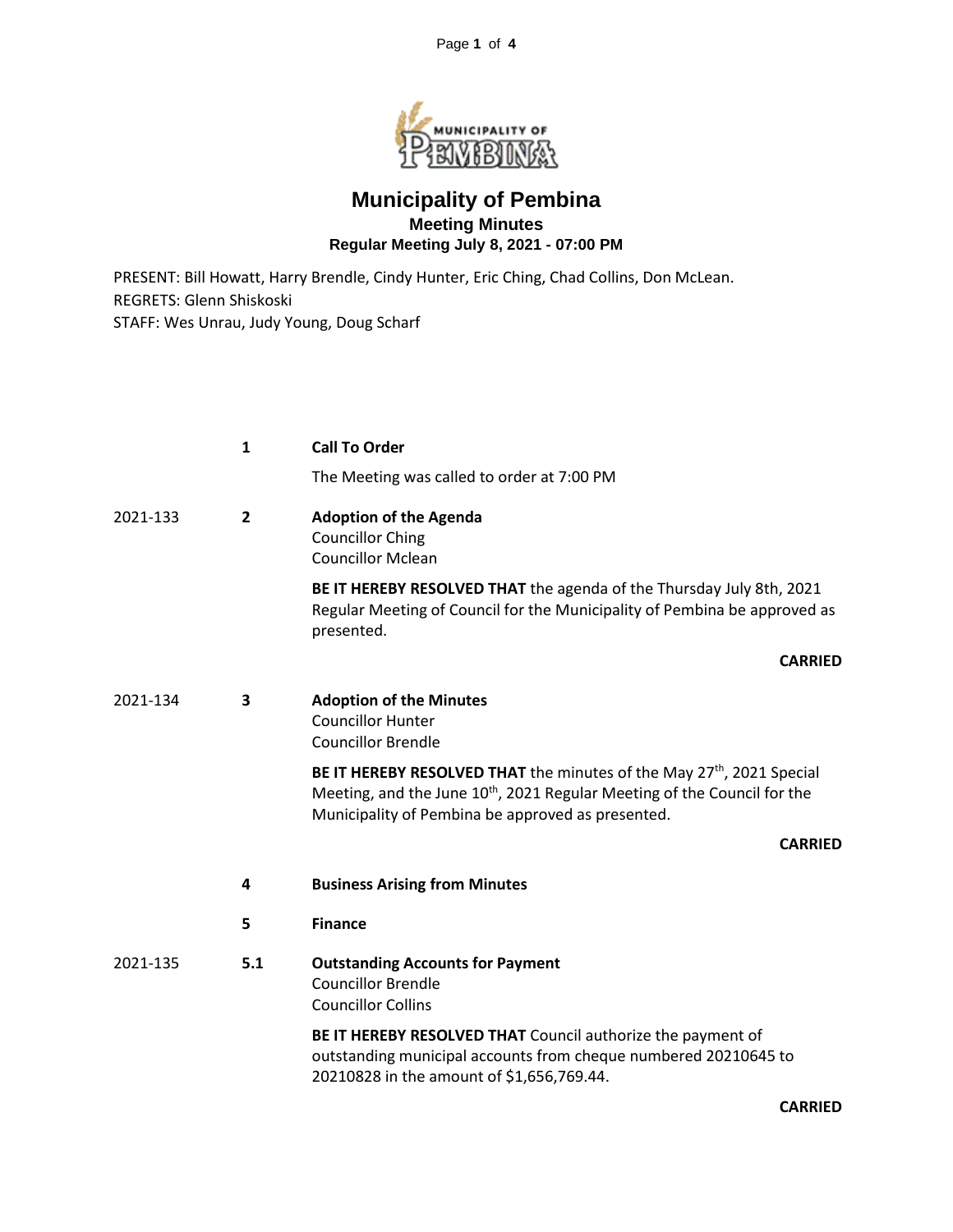# Municipality of Pembina

## Meeting Minutes

### Regular Meeting July 8, 2021 - 07:00 PM

PRESENT: Bill Howatt, Harry Brendle, Cindy Hunter, Eric Ching, Chad Collins, Don McLean.
REGRETS: Glenn Shiskoski
STAFF: Wes Unrau, Judy Young, Doug Scharf

**1 Call To Order**

The Meeting was called to order at 7:00 PM

2021-133 **2 Adoption of the Agenda**
Councillor Ching
Councillor Mclean

**BE IT HEREBY RESOLVED THAT** the agenda of the Thursday July 8th, 2021 Regular Meeting of Council for the Municipality of Pembina be approved as presented.

**CARRIED**

2021-134 **3 Adoption of the Minutes**
Councillor Hunter
Councillor Brendle

**BE IT HEREBY RESOLVED THAT** the minutes of the May 27th, 2021 Special Meeting, and the June 10th, 2021 Regular Meeting of the Council for the Municipality of Pembina be approved as presented.

**CARRIED**

**4 Business Arising from Minutes**

**5 Finance**

2021-135 **5.1 Outstanding Accounts for Payment**
Councillor Brendle
Councillor Collins

**BE IT HEREBY RESOLVED THAT** Council authorize the payment of outstanding municipal accounts from cheque numbered 20210645 to 20210828 in the amount of $1,656,769.44.

**CARRIED**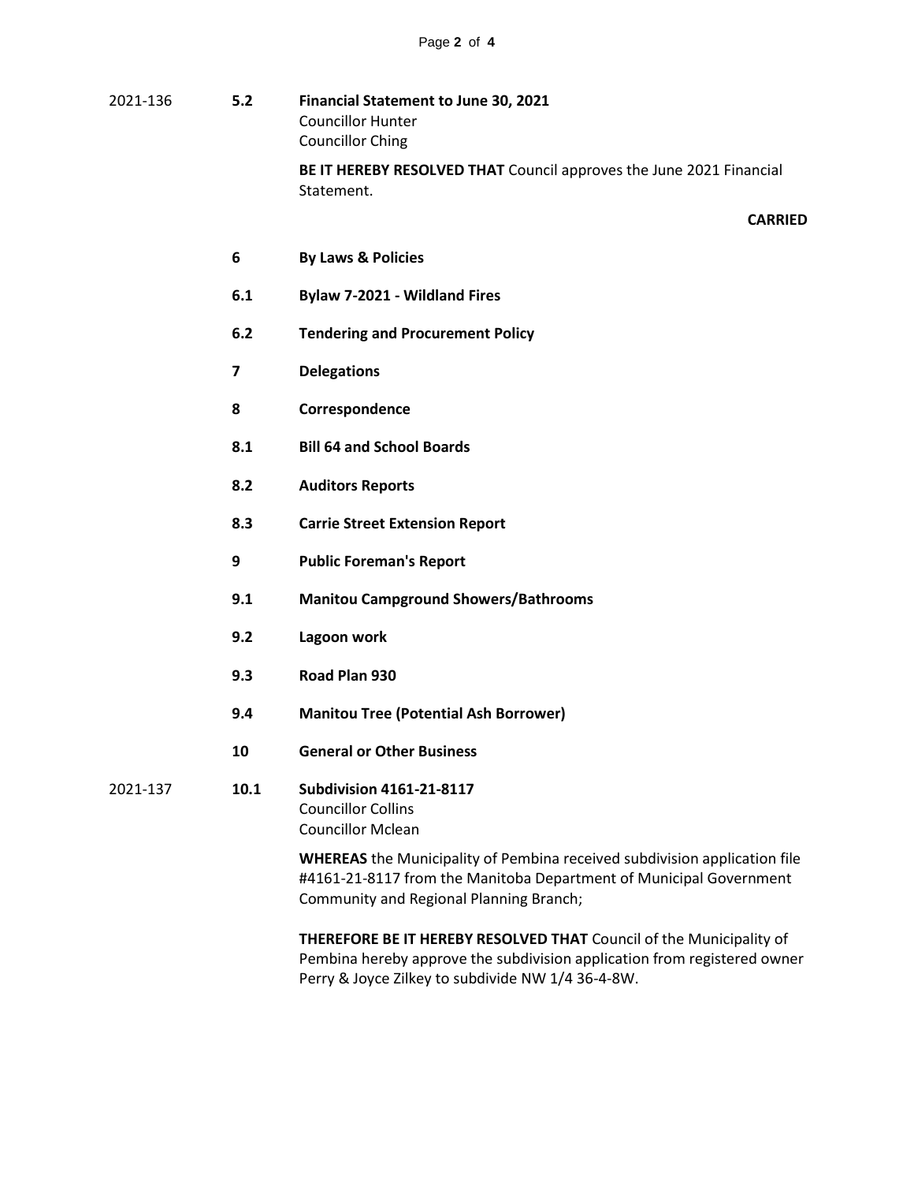2021-136 **5.2 Financial Statement to June 30, 2021**
Councillor Hunter
Councillor Ching

**BE IT HEREBY RESOLVED THAT** Council approves the June 2021 Financial Statement.

**CARRIED**

**6 By Laws & Policies**

**6.1 Bylaw 7-2021 - Wildland Fires**

**6.2 Tendering and Procurement Policy**

**7 Delegations**

**8 Correspondence**

**8.1 Bill 64 and School Boards**

**8.2 Auditors Reports**

**8.3 Carrie Street Extension Report**

**9 Public Foreman's Report**

**9.1 Manitou Campground Showers/Bathrooms**

**9.2 Lagoon work**

**9.3 Road Plan 930**

**9.4 Manitou Tree (Potential Ash Borrower)**

**10 General or Other Business**

2021-137 **10.1 Subdivision 4161-21-8117**
Councillor Collins
Councillor Mclean

**WHEREAS** the Municipality of Pembina received subdivision application file #4161-21-8117 from the Manitoba Department of Municipal Government Community and Regional Planning Branch;

**THEREFORE BE IT HEREBY RESOLVED THAT** Council of the Municipality of Pembina hereby approve the subdivision application from registered owner Perry & Joyce Zilkey to subdivide NW 1/4 36-4-8W.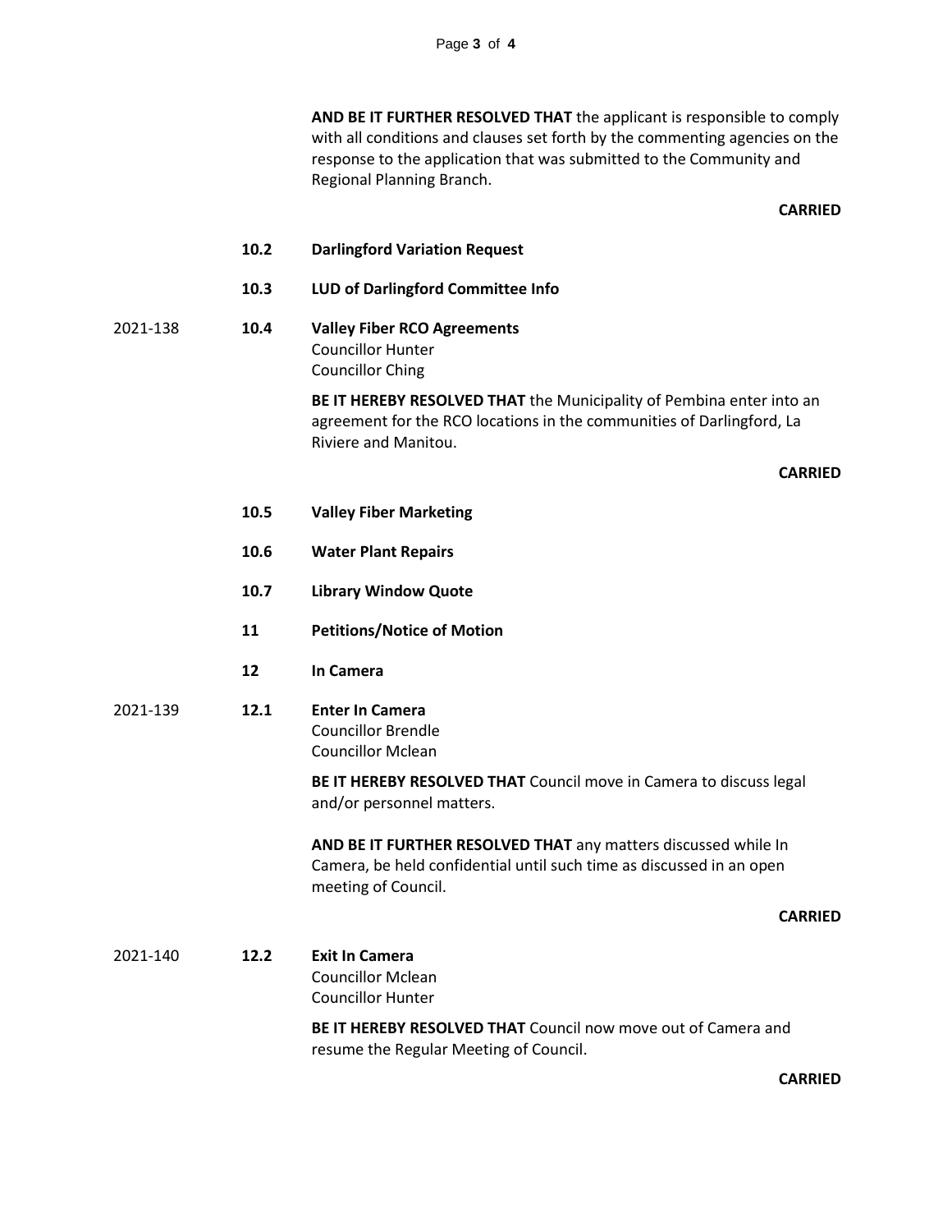**AND BE IT FURTHER RESOLVED THAT** the applicant is responsible to comply with all conditions and clauses set forth by the commenting agencies on the response to the application that was submitted to the Community and Regional Planning Branch.

**CARRIED**

**10.2 Darlingford Variation Request**

**10.3 LUD of Darlingford Committee Info**

2021-138 **10.4 Valley Fiber RCO Agreements**
Councillor Hunter
Councillor Ching

**BE IT HEREBY RESOLVED THAT** the Municipality of Pembina enter into an agreement for the RCO locations in the communities of Darlingford, La Riviere and Manitou.

**CARRIED**

**10.5 Valley Fiber Marketing**

**10.6 Water Plant Repairs**

**10.7 Library Window Quote**

**11 Petitions/Notice of Motion**

**12 In Camera**

2021-139 **12.1 Enter In Camera**
Councillor Brendle
Councillor Mclean

**BE IT HEREBY RESOLVED THAT** Council move in Camera to discuss legal and/or personnel matters.

**AND BE IT FURTHER RESOLVED THAT** any matters discussed while In Camera, be held confidential until such time as discussed in an open meeting of Council.

**CARRIED**

2021-140 **12.2 Exit In Camera**
Councillor Mclean
Councillor Hunter

**BE IT HEREBY RESOLVED THAT** Council now move out of Camera and resume the Regular Meeting of Council.

**CARRIED**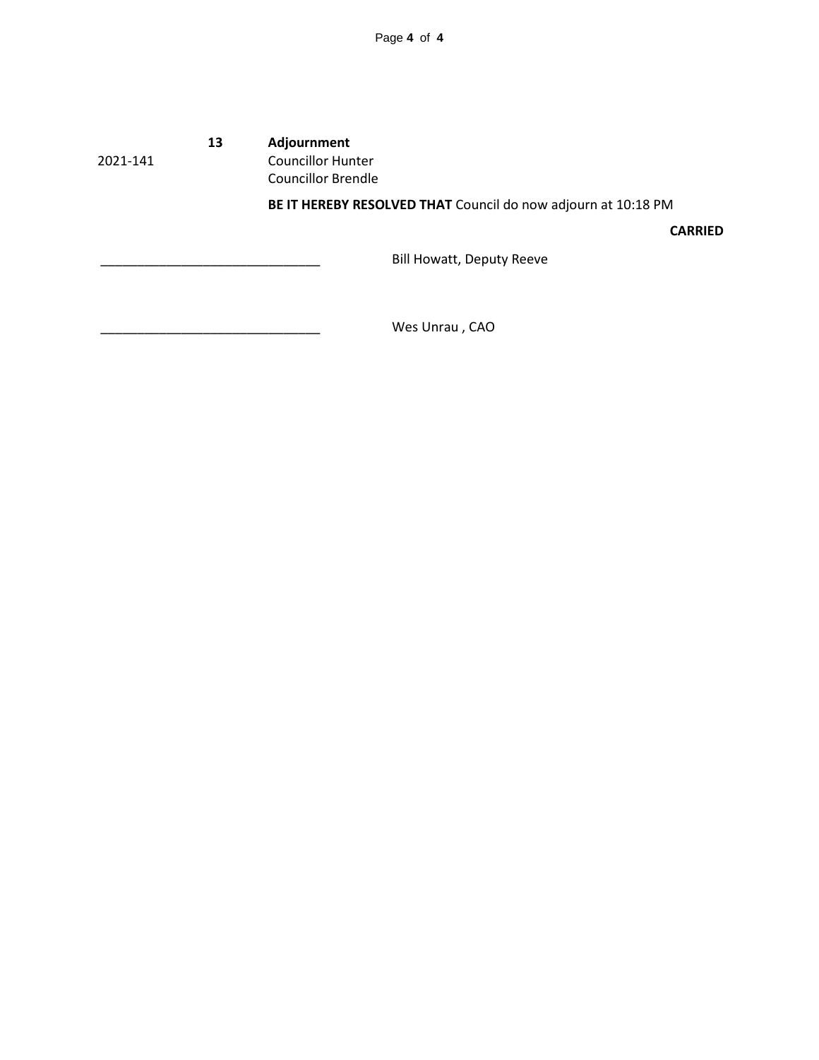**13 Adjournment**

2021-141 Councillor Hunter
Councillor Brendle

**BE IT HEREBY RESOLVED THAT** Council do now adjourn at 10:18 PM

**CARRIED**

______________________________ Bill Howatt, Deputy Reeve

______________________________ Wes Unrau , CAO